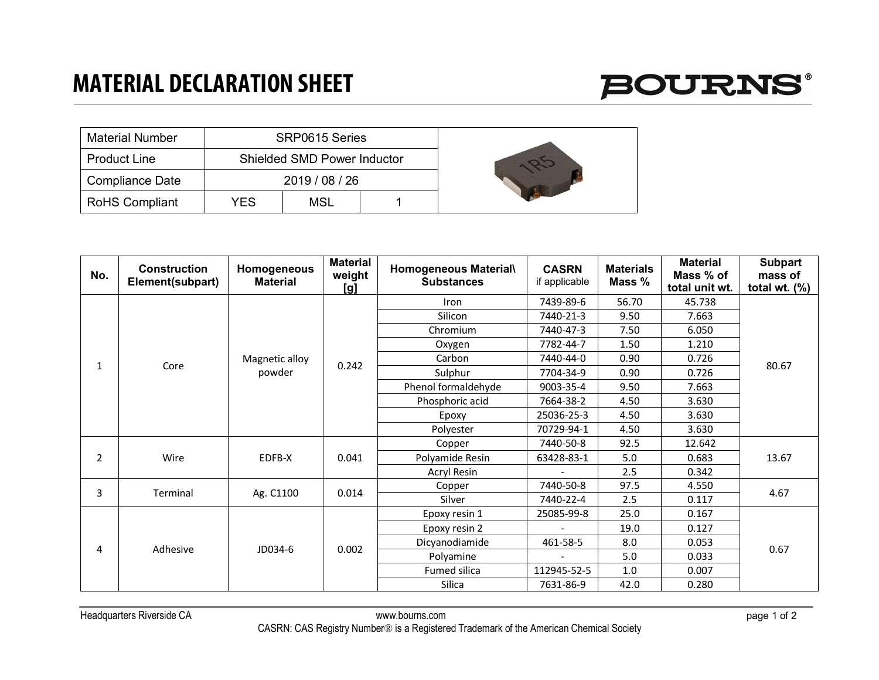# MATERIAL DECLARATION SHEET

BOURNS®

| Material Number | SRP0615 Series | | |
|---|---|---|---|
| Product Line | Shielded SMD Power Inductor | | |
| Compliance Date | 2019 / 08 / 26 | | |
| RoHS Compliant | YES | MSL | 1 |

| No. | Construction Element(subpart) | Homogeneous Material | Material weight [g] | Homogeneous Material\ Substances | CASRN if applicable | Materials Mass % | Material Mass % of total unit wt. | Subpart mass of total wt. (%) |
|---|---|---|---|---|---|---|---|---|
| 1 | Core | Magnetic alloy powder | 0.242 | Iron | 7439-89-6 | 56.70 | 45.738 | 80.67 |
| | | | | Silicon | 7440-21-3 | 9.50 | 7.663 | |
| | | | | Chromium | 7440-47-3 | 7.50 | 6.050 | |
| | | | | Oxygen | 7782-44-7 | 1.50 | 1.210 | |
| | | | | Carbon | 7440-44-0 | 0.90 | 0.726 | |
| | | | | Sulphur | 7704-34-9 | 0.90 | 0.726 | |
| | | | | Phenol formaldehyde | 9003-35-4 | 9.50 | 7.663 | |
| | | | | Phosphoric acid | 7664-38-2 | 4.50 | 3.630 | |
| | | | | Epoxy | 25036-25-3 | 4.50 | 3.630 | |
| | | | | Polyester | 70729-94-1 | 4.50 | 3.630 | |
| 2 | Wire | EDFB-X | 0.041 | Copper | 7440-50-8 | 92.5 | 12.642 | 13.67 |
| | | | | Polyamide Resin | 63428-83-1 | 5.0 | 0.683 | |
| | | | | Acryl Resin | - | 2.5 | 0.342 | |
| 3 | Terminal | Ag. C1100 | 0.014 | Copper | 7440-50-8 | 97.5 | 4.550 | 4.67 |
| | | | | Silver | 7440-22-4 | 2.5 | 0.117 | |
| 4 | Adhesive | JD034-6 | 0.002 | Epoxy resin 1 | 25085-99-8 | 25.0 | 0.167 | 0.67 |
| | | | | Epoxy resin 2 | - | 19.0 | 0.127 | |
| | | | | Dicyanodiamide | 461-58-5 | 8.0 | 0.053 | |
| | | | | Polyamine | - | 5.0 | 0.033 | |
| | | | | Fumed silica | 112945-52-5 | 1.0 | 0.007 | |
| | | | | Silica | 7631-86-9 | 42.0 | 0.280 | |

Headquarters Riverside CA www.bourns.com

CASRN: CAS Registry Number® is a Registered Trademark of the American Chemical Society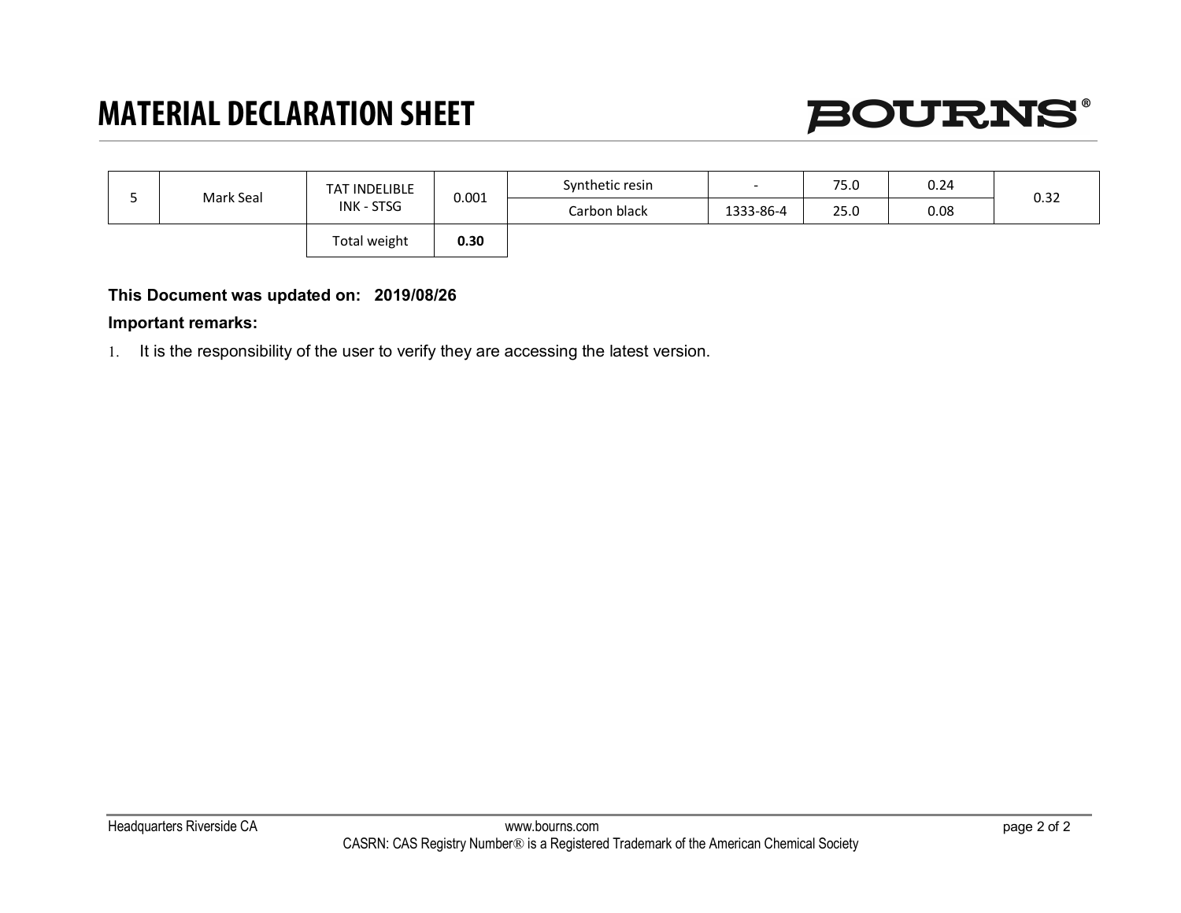# MATERIAL DECLARATION SHEET

| | | | | | | | | |
|---|---|---|---|---|---|---|---|---|
| 5 | Mark Seal | TAT INDELIBLE INK - STSG | 0.001 | Synthetic resin | - | 75.0 | 0.24 | 0.32 |
| | | | | Carbon black | 1333-86-4 | 25.0 | 0.08 | |
| | | Total weight | **0.30** | | | | | |

**This Document was updated on: 2019/08/26**

**Important remarks:**

1. It is the responsibility of the user to verify they are accessing the latest version.

Headquarters Riverside CA www.bourns.com

CASRN: CAS Registry Number® is a Registered Trademark of the American Chemical Society